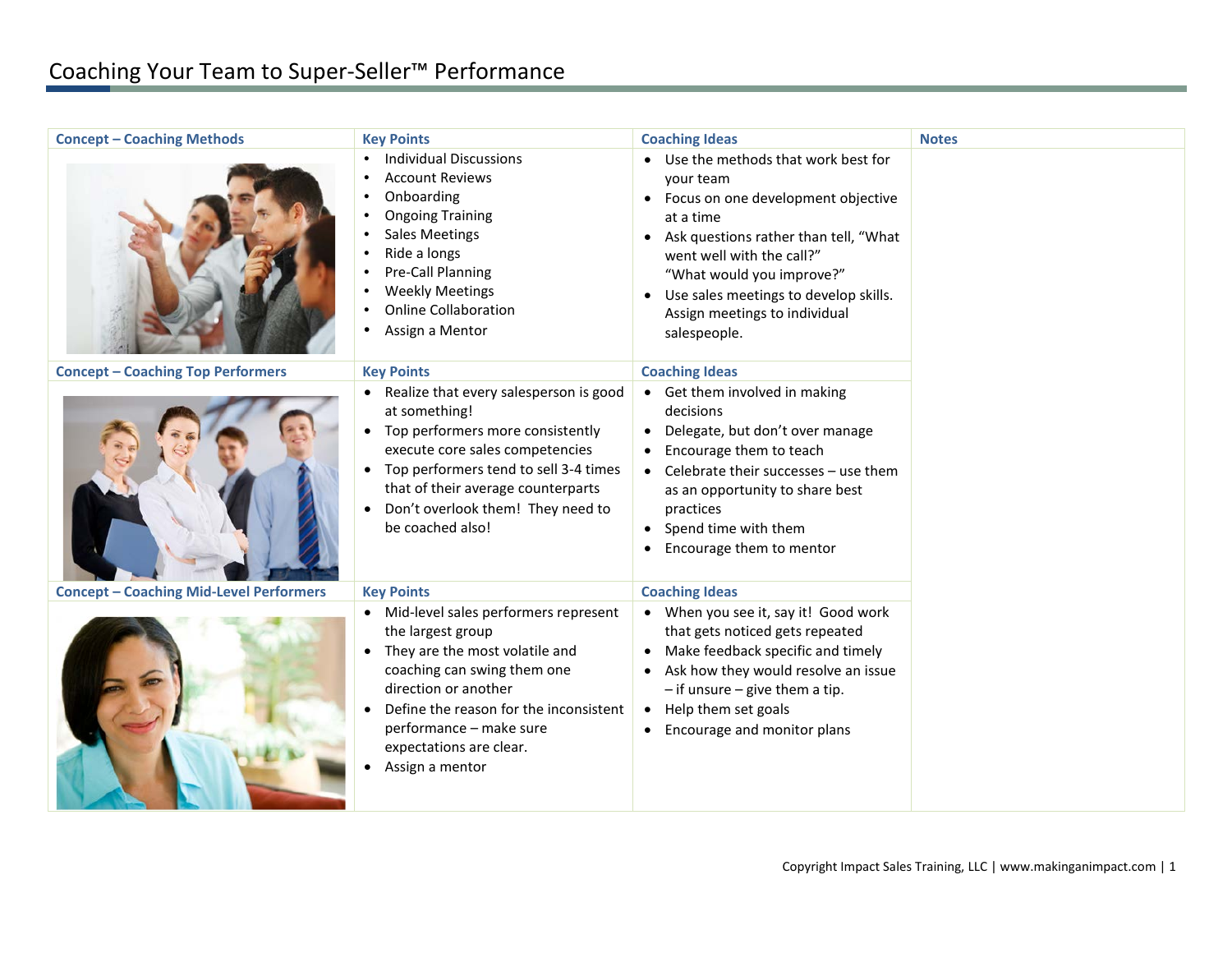# Coaching Your Team to Super-Seller™ Performance

| Concept – Coaching Methods | Key Points | Coaching Ideas | Notes |
| --- | --- | --- | --- |
| | • Individual Discussions<br>• Account Reviews<br>• Onboarding<br>• Ongoing Training<br>• Sales Meetings<br>• Ride a longs<br>• Pre-Call Planning<br>• Weekly Meetings<br>• Online Collaboration<br>• Assign a Mentor | • Use the methods that work best for your team<br>• Focus on one development objective at a time<br>• Ask questions rather than tell, "What went well with the call?" "What would you improve?"<br>• Use sales meetings to develop skills. Assign meetings to individual salespeople. | |
| **Concept – Coaching Top Performers** | **Key Points** | **Coaching Ideas** | |
| | • Realize that every salesperson is good at something!<br>• Top performers more consistently execute core sales competencies<br>• Top performers tend to sell 3-4 times that of their average counterparts<br>• Don't overlook them! They need to be coached also! | • Get them involved in making decisions<br>• Delegate, but don't over manage<br>• Encourage them to teach<br>• Celebrate their successes – use them as an opportunity to share best practices<br>• Spend time with them<br>• Encourage them to mentor | |
| **Concept – Coaching Mid-Level Performers** | **Key Points** | **Coaching Ideas** | |
| | • Mid-level sales performers represent the largest group<br>• They are the most volatile and coaching can swing them one direction or another<br>• Define the reason for the inconsistent performance – make sure expectations are clear.<br>• Assign a mentor | • When you see it, say it! Good work that gets noticed gets repeated<br>• Make feedback specific and timely<br>• Ask how they would resolve an issue – if unsure – give them a tip.<br>• Help them set goals<br>• Encourage and monitor plans | |

Copyright Impact Sales Training, LLC | www.makinganimpact.com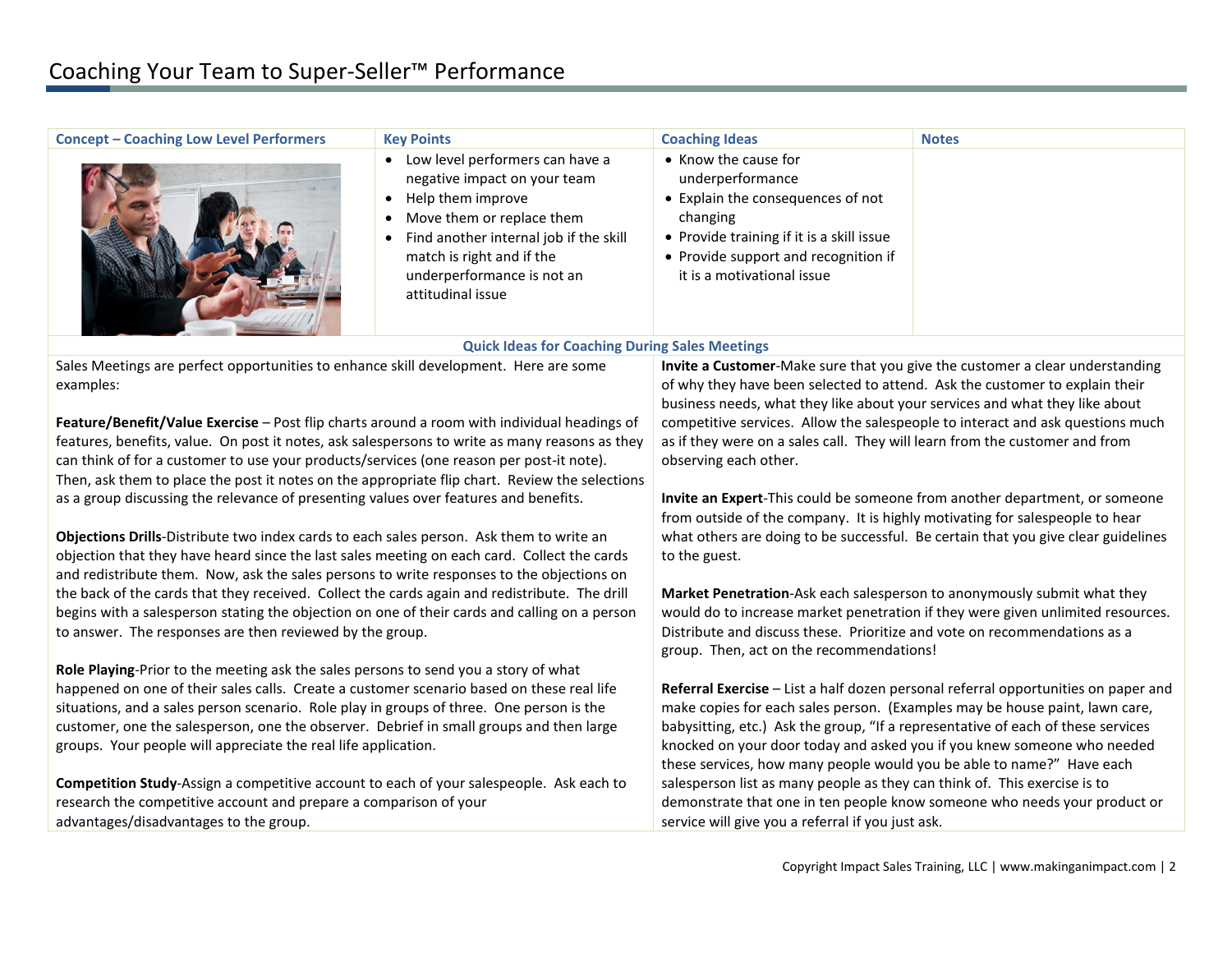# Coaching Your Team to Super-Seller™ Performance

| Concept – Coaching Low Level Performers | Key Points | Coaching Ideas | Notes |
|---|---|---|---|
| | • Low level performers can have a negative impact on your team<br>• Help them improve<br>• Move them or replace them<br>• Find another internal job if the skill match is right and if the underperformance is not an attitudinal issue | • Know the cause for underperformance<br>• Explain the consequences of not changing<br>• Provide training if it is a skill issue<br>• Provide support and recognition if it is a motivational issue | |

## Quick Ideas for Coaching During Sales Meetings

Sales Meetings are perfect opportunities to enhance skill development. Here are some examples:

**Feature/Benefit/Value Exercise** – Post flip charts around a room with individual headings of features, benefits, value. On post it notes, ask salespersons to write as many reasons as they can think of for a customer to use your products/services (one reason per post-it note). Then, ask them to place the post it notes on the appropriate flip chart. Review the selections as a group discussing the relevance of presenting values over features and benefits.

**Objections Drills**-Distribute two index cards to each sales person. Ask them to write an objection that they have heard since the last sales meeting on each card. Collect the cards and redistribute them. Now, ask the sales persons to write responses to the objections on the back of the cards that they received. Collect the cards again and redistribute. The drill begins with a salesperson stating the objection on one of their cards and calling on a person to answer. The responses are then reviewed by the group.

**Role Playing**-Prior to the meeting ask the sales persons to send you a story of what happened on one of their sales calls. Create a customer scenario based on these real life situations, and a sales person scenario. Role play in groups of three. One person is the customer, one the salesperson, one the observer. Debrief in small groups and then large groups. Your people will appreciate the real life application.

**Competition Study**-Assign a competitive account to each of your salespeople. Ask each to research the competitive account and prepare a comparison of your advantages/disadvantages to the group.

**Invite a Customer**-Make sure that you give the customer a clear understanding of why they have been selected to attend. Ask the customer to explain their business needs, what they like about your services and what they like about competitive services. Allow the salespeople to interact and ask questions much as if they were on a sales call. They will learn from the customer and from observing each other.

**Invite an Expert**-This could be someone from another department, or someone from outside of the company. It is highly motivating for salespeople to hear what others are doing to be successful. Be certain that you give clear guidelines to the guest.

**Market Penetration**-Ask each salesperson to anonymously submit what they would do to increase market penetration if they were given unlimited resources. Distribute and discuss these. Prioritize and vote on recommendations as a group. Then, act on the recommendations!

**Referral Exercise** – List a half dozen personal referral opportunities on paper and make copies for each sales person. (Examples may be house paint, lawn care, babysitting, etc.) Ask the group, "If a representative of each of these services knocked on your door today and asked you if you knew someone who needed these services, how many people would you be able to name?" Have each salesperson list as many people as they can think of. This exercise is to demonstrate that one in ten people know someone who needs your product or service will give you a referral if you just ask.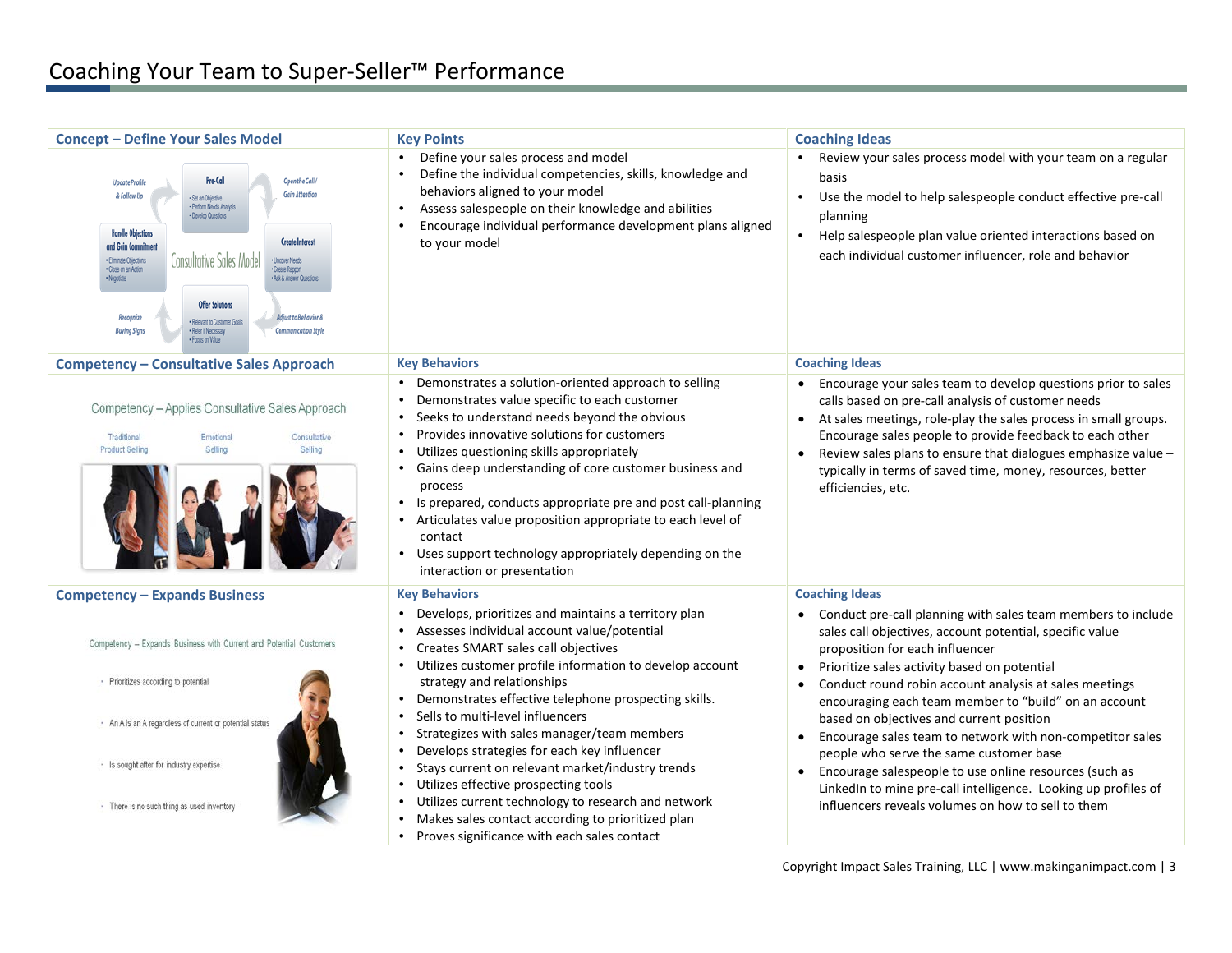# Coaching Your Team to Super-Seller™ Performance

| Concept – Define Your Sales Model | Key Points | Coaching Ideas |
| --- | --- | --- |
| Update Profile & Follow Up; Pre-Call: Set an Objective, Perform Needs Analysis, Develop Questions; Open the Call/ Gain Attention; Handle Objections and Gain Commitment: Eliminate Objections, Close on an Action, Negotiate; Consultative Sales Model; Create Interest: Uncover Needs, Create Rapport, Ask & Answer Questions; Recognize Buying Signs; Offer Solutions: Relevant to Customer Goals, Refer if Necessary, Focus on Value; Adjust to Behavior & Communication Style | • Define your sales process and model<br>• Define the individual competencies, skills, knowledge and behaviors aligned to your model<br>• Assess salespeople on their knowledge and abilities<br>• Encourage individual performance development plans aligned to your model | • Review your sales process model with your team on a regular basis<br>• Use the model to help salespeople conduct effective pre-call planning<br>• Help salespeople plan value oriented interactions based on each individual customer influencer, role and behavior |
| **Competency – Consultative Sales Approach** | **Key Behaviors** | **Coaching Ideas** |
| Competency – Applies Consultative Sales Approach; Traditional Product Selling; Emotional Selling; Consultative Selling | • Demonstrates a solution-oriented approach to selling<br>• Demonstrates value specific to each customer<br>• Seeks to understand needs beyond the obvious<br>• Provides innovative solutions for customers<br>• Utilizes questioning skills appropriately<br>• Gains deep understanding of core customer business and process<br>• Is prepared, conducts appropriate pre and post call-planning process<br>• Articulates value proposition appropriate to each level of contact<br>• Uses support technology appropriately depending on the interaction or presentation | • Encourage your sales team to develop questions prior to sales calls based on pre-call analysis of customer needs<br>• At sales meetings, role-play the sales process in small groups. Encourage sales people to provide feedback to each other<br>• Review sales plans to ensure that dialogues emphasize value – typically in terms of saved time, money, resources, better efficiencies, etc. |
| **Competency – Expands Business** | **Key Behaviors** | **Coaching Ideas** |
| Competency – Expands Business with Current and Potential Customers; • Prioritizes according to potential; • An A is an A regardless of current or potential status; • Is sought after for industry expertise; • There is no such thing as used inventory | • Develops, prioritizes and maintains a territory plan<br>• Assesses individual account value/potential<br>• Creates SMART sales call objectives<br>• Utilizes customer profile information to develop account strategy and relationships<br>• Demonstrates effective telephone prospecting skills.<br>• Sells to multi-level influencers<br>• Strategizes with sales manager/team members<br>• Develops strategies for each key influencer<br>• Stays current on relevant market/industry trends<br>• Utilizes effective prospecting tools<br>• Utilizes current technology to research and network<br>• Makes sales contact according to prioritized plan<br>• Proves significance with each sales contact | • Conduct pre-call planning with sales team members to include sales call objectives, account potential, specific value proposition for each influencer<br>• Prioritize sales activity based on potential<br>• Conduct round robin account analysis at sales meetings encouraging each team member to "build" on an account based on objectives and current position<br>• Encourage sales team to network with non-competitor sales people who serve the same customer base<br>• Encourage salespeople to use online resources (such as LinkedIn to mine pre-call intelligence. Looking up profiles of influencers reveals volumes on how to sell to them |

Copyright Impact Sales Training, LLC | www.makinganimpact.com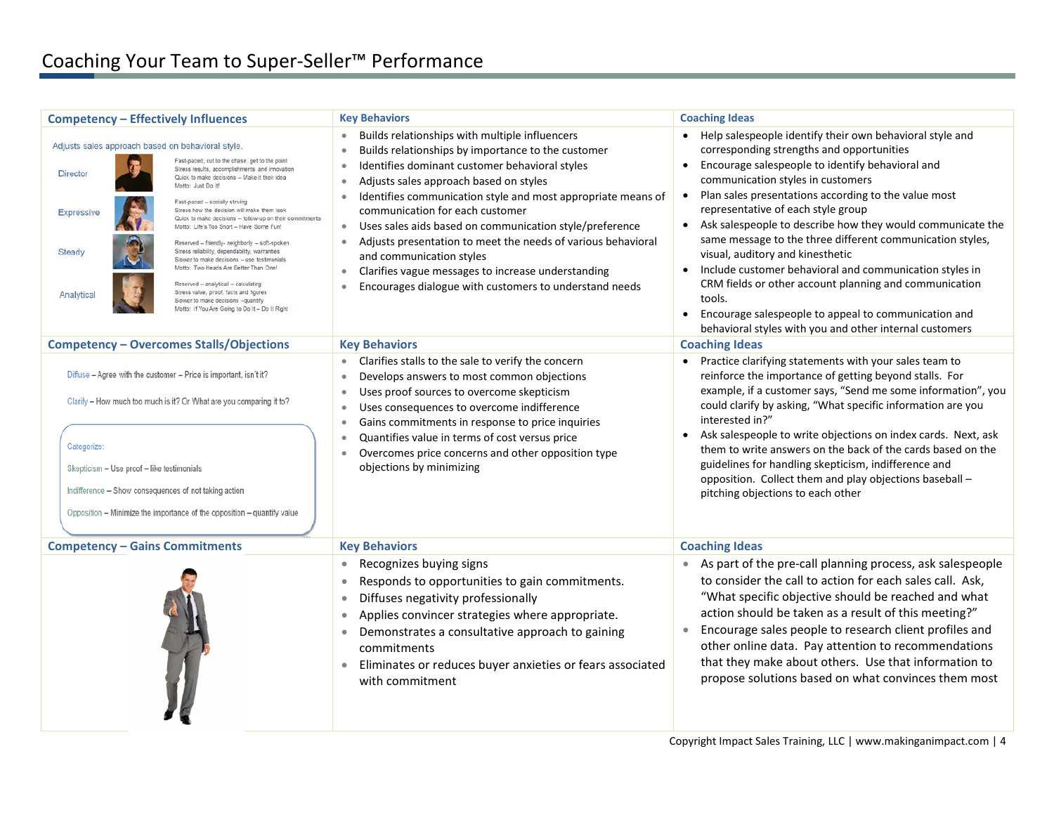# Coaching Your Team to Super-Seller™ Performance

| Competency – Effectively Influences | Key Behaviors | Coaching Ideas |
|---|---|---|
| Adjusts sales approach based on behavioral style.<br><br>**Director** – Fast-paced, cut to the chase, get to the point. Stress results, accomplishments and innovation. Quick to make decisions – Make it their idea. Motto: Just Do It!<br><br>**Expressive** – Fast-paced – socially striving. Stress how the decision will make them look. Quick to make decisions – follow-up on their commitments. Motto: Life's Too Short – Have Some Fun!<br><br>**Steady** – Reserved – friendly- neighborly – soft-spoken. Stress reliability, dependability, warranties. Slower to make decisions – use testimonials. Motto: Two Heads Are Better Than One!<br><br>**Analytical** – Reserved – analytical – calculating. Stress value, proof, facts and figures. Slower to make decisions –quantify. Motto: If You Are Going to Do It – Do It Right | • Builds relationships with multiple influencers<br>• Builds relationships by importance to the customer<br>• Identifies dominant customer behavioral styles<br>• Adjusts sales approach based on styles<br>• Identifies communication style and most appropriate means of communication for each customer<br>• Uses sales aids based on communication style/preference<br>• Adjusts presentation to meet the needs of various behavioral and communication styles<br>• Clarifies vague messages to increase understanding<br>• Encourages dialogue with customers to understand needs | • Help salespeople identify their own behavioral style and corresponding strengths and opportunities<br>• Encourage salespeople to identify behavioral and communication styles in customers<br>• Plan sales presentations according to the value most representative of each style group<br>• Ask salespeople to describe how they would communicate the same message to the three different communication styles, visual, auditory and kinesthetic<br>• Include customer behavioral and communication styles in CRM fields or other account planning and communication tools.<br>• Encourage salespeople to appeal to communication and behavioral styles with you and other internal customers |
| **Competency – Overcomes Stalls/Objections** | **Key Behaviors** | **Coaching Ideas** |
| Diffuse – Agree with the customer – Price is important, isn't it?<br><br>Clarify – How much too much is it? Or What are you comparing it to?<br><br>Categorize:<br>Skepticism – Use proof – like testimonials<br>Indifference – Show consequences of not taking action<br>Opposition – Minimize the importance of the opposition – quantify value | • Clarifies stalls to the sale to verify the concern<br>• Develops answers to most common objections<br>• Uses proof sources to overcome skepticism<br>• Uses consequences to overcome indifference<br>• Gains commitments in response to price inquiries<br>• Quantifies value in terms of cost versus price<br>• Overcomes price concerns and other opposition type objections by minimizing | • Practice clarifying statements with your sales team to reinforce the importance of getting beyond stalls. For example, if a customer says, "Send me some information", you could clarify by asking, "What specific information are you interested in?"<br>• Ask salespeople to write objections on index cards. Next, ask them to write answers on the back of the cards based on the guidelines for handling skepticism, indifference and opposition. Collect them and play objections baseball – pitching objections to each other |
| **Competency – Gains Commitments** | **Key Behaviors** | **Coaching Ideas** |
| | • Recognizes buying signs<br>• Responds to opportunities to gain commitments.<br>• Diffuses negativity professionally<br>• Applies convincer strategies where appropriate.<br>• Demonstrates a consultative approach to gaining commitments<br>• Eliminates or reduces buyer anxieties or fears associated with commitment | • As part of the pre-call planning process, ask salespeople to consider the call to action for each sales call. Ask, "What specific objective should be reached and what action should be taken as a result of this meeting?"<br>• Encourage sales people to research client profiles and other online data. Pay attention to recommendations that they make about others. Use that information to propose solutions based on what convinces them most |

Copyright Impact Sales Training, LLC | www.makinganimpact.com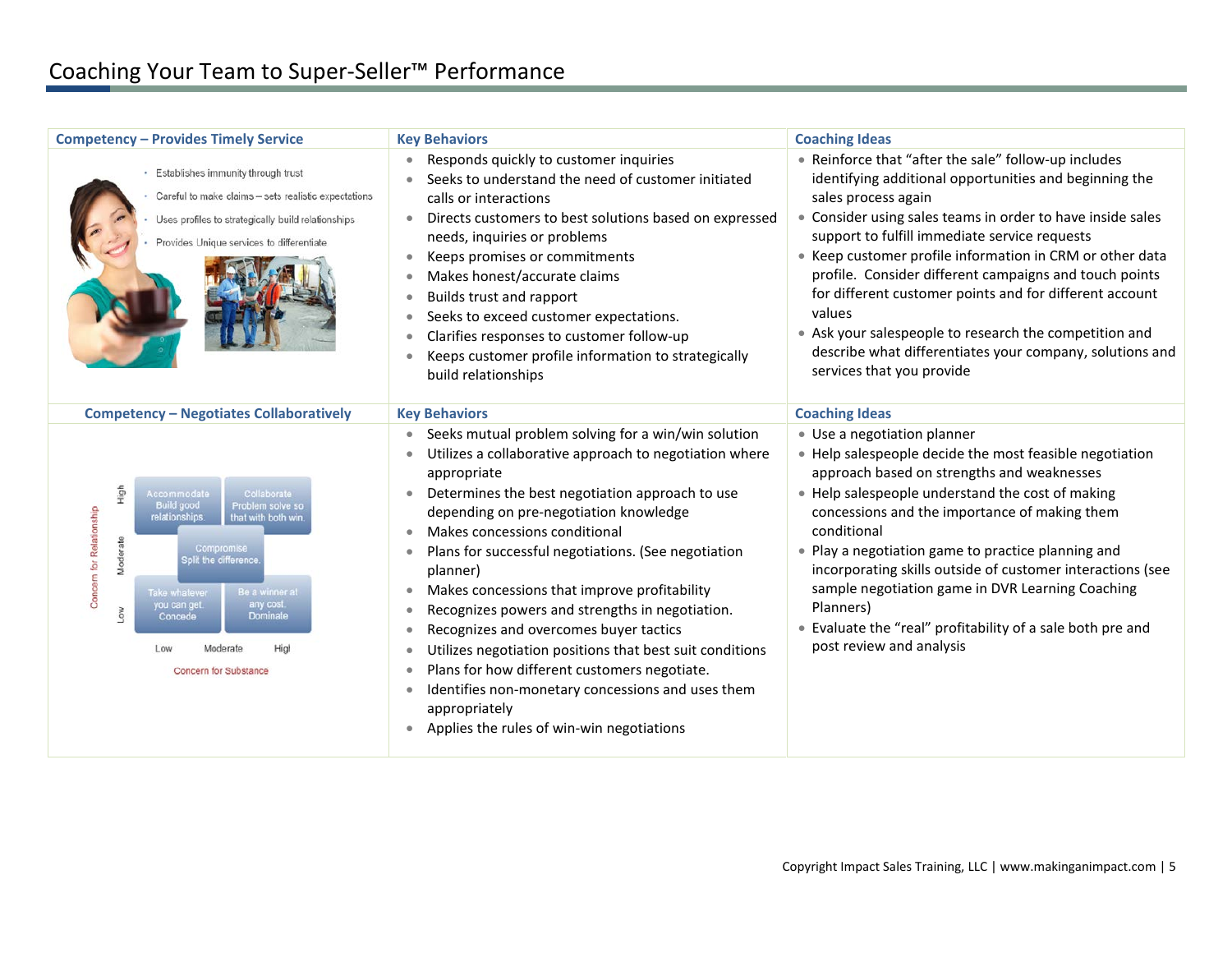# Coaching Your Team to Super-Seller™ Performance

| Competency – Provides Timely Service | Key Behaviors | Coaching Ideas |
|---|---|---|
| • Establishes immunity through trust<br>• Careful to make claims – sets realistic expectations<br>• Uses profiles to strategically build relationships<br>• Provides Unique services to differentiate | • Responds quickly to customer inquiries<br>• Seeks to understand the need of customer initiated calls or interactions<br>• Directs customers to best solutions based on expressed needs, inquiries or problems<br>• Keeps promises or commitments<br>• Makes honest/accurate claims<br>• Builds trust and rapport<br>• Seeks to exceed customer expectations.<br>• Clarifies responses to customer follow-up<br>• Keeps customer profile information to strategically build relationships | • Reinforce that "after the sale" follow-up includes identifying additional opportunities and beginning the sales process again<br>• Consider using sales teams in order to have inside sales support to fulfill immediate service requests<br>• Keep customer profile information in CRM or other data profile. Consider different campaigns and touch points for different customer points and for different account values<br>• Ask your salespeople to research the competition and describe what differentiates your company, solutions and services that you provide |
| **Competency – Negotiates Collaboratively** | **Key Behaviors** | **Coaching Ideas** |
| Concern for Relationship (Low / Moderate / High) vs. Concern for Substance (Low / Moderate / High):<br>Accommodate – Build good relationships.<br>Collaborate – Problem solve so that with both win.<br>Compromise – Split the difference.<br>Take whatever you can get. Concede<br>Be a winner at any cost. Dominate | • Seeks mutual problem solving for a win/win solution<br>• Utilizes a collaborative approach to negotiation where appropriate<br>• Determines the best negotiation approach to use depending on pre-negotiation knowledge<br>• Makes concessions conditional<br>• Plans for successful negotiations. (See negotiation planner)<br>• Makes concessions that improve profitability<br>• Recognizes powers and strengths in negotiation.<br>• Recognizes and overcomes buyer tactics<br>• Utilizes negotiation positions that best suit conditions<br>• Plans for how different customers negotiate.<br>• Identifies non-monetary concessions and uses them appropriately<br>• Applies the rules of win-win negotiations | • Use a negotiation planner<br>• Help salespeople decide the most feasible negotiation approach based on strengths and weaknesses<br>• Help salespeople understand the cost of making concessions and the importance of making them conditional<br>• Play a negotiation game to practice planning and incorporating skills outside of customer interactions (see sample negotiation game in DVR Learning Coaching Planners)<br>• Evaluate the "real" profitability of a sale both pre and post review and analysis |

Copyright Impact Sales Training, LLC | www.makinganimpact.com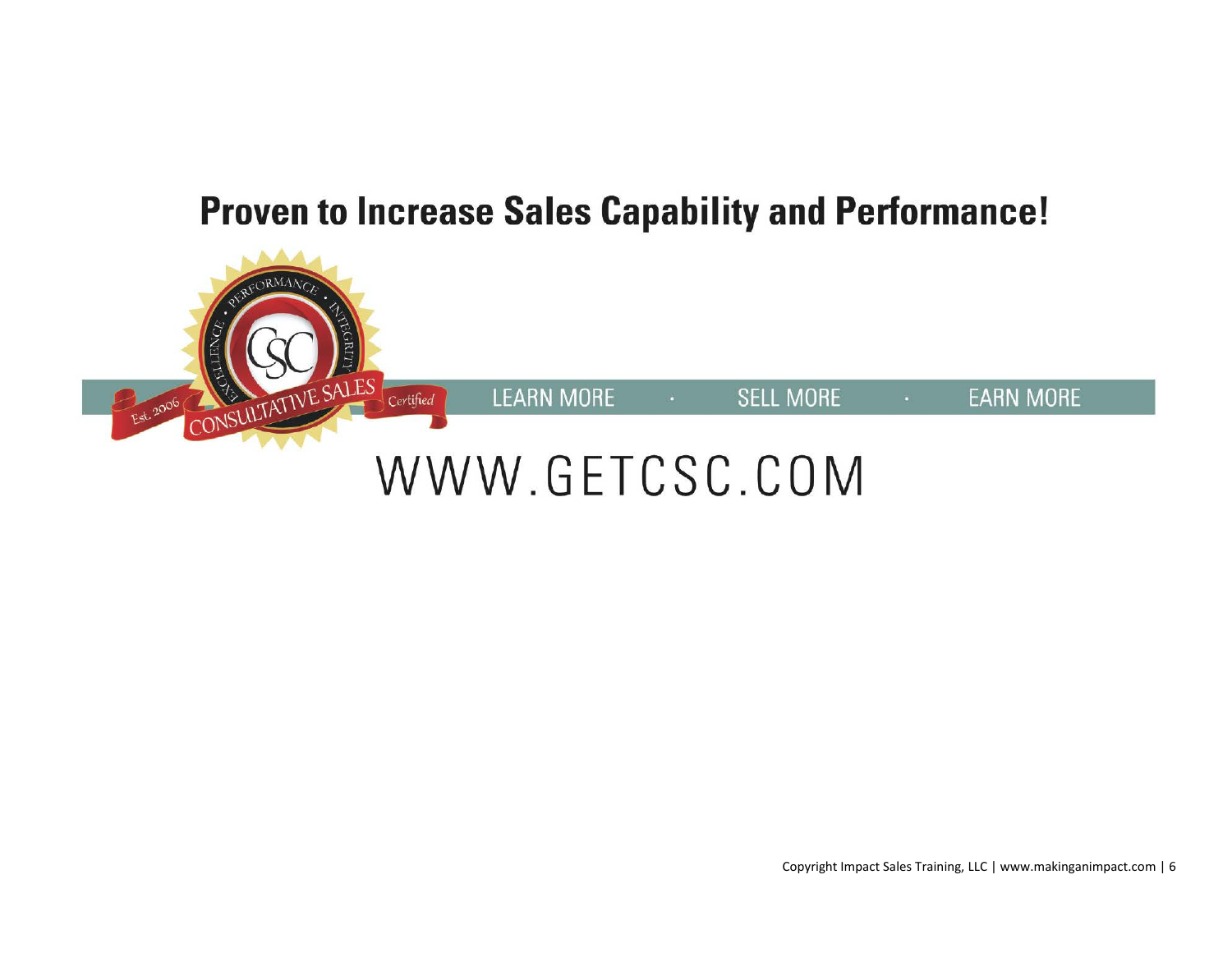# Proven to Increase Sales Capability and Performance!

LEARN MORE · SELL MORE · EARN MORE

WWW.GETCSC.COM